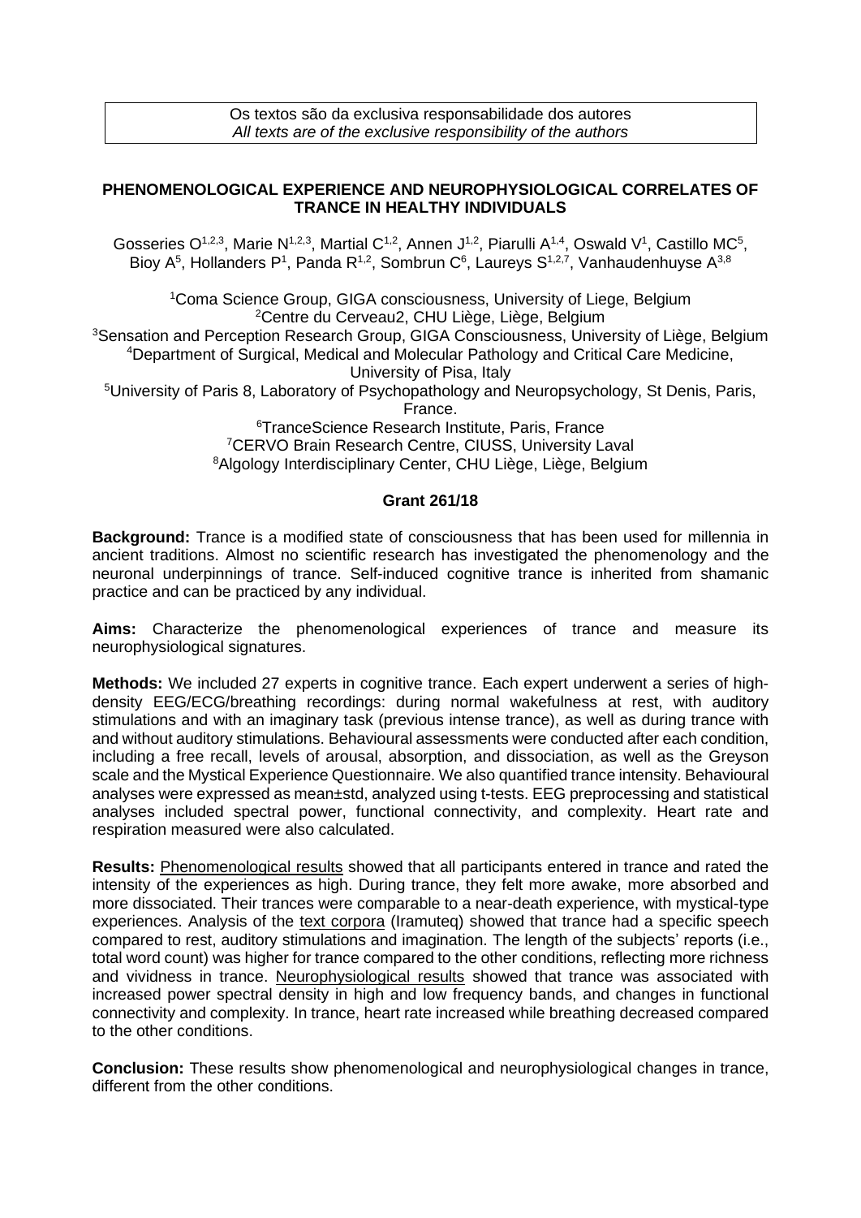Os textos são da exclusiva responsabilidade dos autores
*All texts are of the exclusive responsibility of the authors*

# PHENOMENOLOGICAL EXPERIENCE AND NEUROPHYSIOLOGICAL CORRELATES OF TRANCE IN HEALTHY INDIVIDUALS

Gosseries O[1,2,3], Marie N[1,2,3], Martial C[1,2], Annen J[1,2], Piarulli A[1,4], Oswald V[1], Castillo MC[5], Bioy A[5], Hollanders P[1], Panda R[1,2], Sombrun C[6], Laureys S[1,2,7], Vanhaudenhuyse A[3,8]

[1]Coma Science Group, GIGA consciousness, University of Liege, Belgium
[2]Centre du Cerveau2, CHU Liège, Liège, Belgium
[3]Sensation and Perception Research Group, GIGA Consciousness, University of Liège, Belgium
[4]Department of Surgical, Medical and Molecular Pathology and Critical Care Medicine, University of Pisa, Italy
[5]University of Paris 8, Laboratory of Psychopathology and Neuropsychology, St Denis, Paris, France.
[6]TranceScience Research Institute, Paris, France
[7]CERVO Brain Research Centre, CIUSS, University Laval
[8]Algology Interdisciplinary Center, CHU Liège, Liège, Belgium

**Grant 261/18**

**Background:** Trance is a modified state of consciousness that has been used for millennia in ancient traditions. Almost no scientific research has investigated the phenomenology and the neuronal underpinnings of trance. Self-induced cognitive trance is inherited from shamanic practice and can be practiced by any individual.

**Aims:** Characterize the phenomenological experiences of trance and measure its neurophysiological signatures.

**Methods:** We included 27 experts in cognitive trance. Each expert underwent a series of high-density EEG/ECG/breathing recordings: during normal wakefulness at rest, with auditory stimulations and with an imaginary task (previous intense trance), as well as during trance with and without auditory stimulations. Behavioural assessments were conducted after each condition, including a free recall, levels of arousal, absorption, and dissociation, as well as the Greyson scale and the Mystical Experience Questionnaire. We also quantified trance intensity. Behavioural analyses were expressed as mean±std, analyzed using t-tests. EEG preprocessing and statistical analyses included spectral power, functional connectivity, and complexity. Heart rate and respiration measured were also calculated.

**Results:** Phenomenological results showed that all participants entered in trance and rated the intensity of the experiences as high. During trance, they felt more awake, more absorbed and more dissociated. Their trances were comparable to a near-death experience, with mystical-type experiences. Analysis of the text corpora (Iramuteq) showed that trance had a specific speech compared to rest, auditory stimulations and imagination. The length of the subjects' reports (i.e., total word count) was higher for trance compared to the other conditions, reflecting more richness and vividness in trance. Neurophysiological results showed that trance was associated with increased power spectral density in high and low frequency bands, and changes in functional connectivity and complexity. In trance, heart rate increased while breathing decreased compared to the other conditions.

**Conclusion:** These results show phenomenological and neurophysiological changes in trance, different from the other conditions.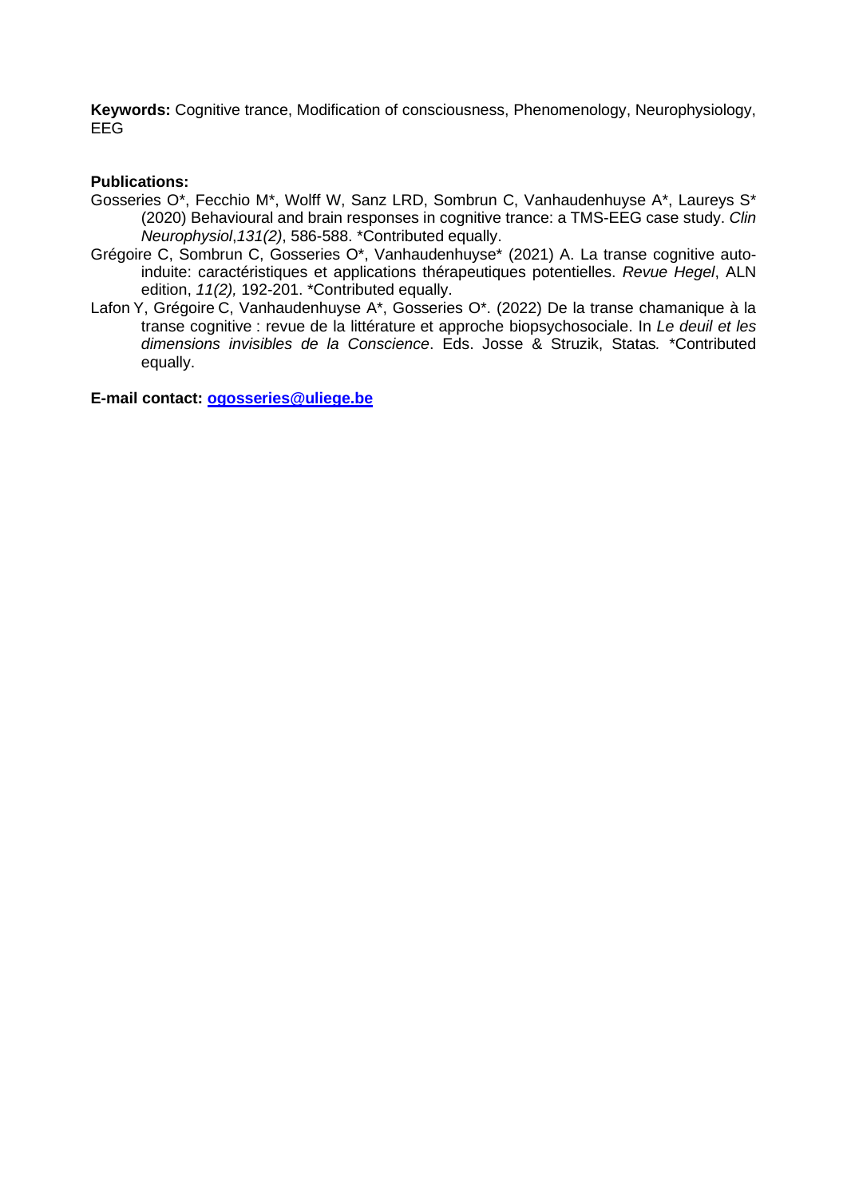**Keywords:** Cognitive trance, Modification of consciousness, Phenomenology, Neurophysiology, EEG

**Publications:**

Gosseries O*, Fecchio M*, Wolff W, Sanz LRD, Sombrun C, Vanhaudenhuyse A*, Laureys S* (2020) Behavioural and brain responses in cognitive trance: a TMS-EEG case study. *Clin Neurophysiol*,*131(2)*, 586-588. *Contributed equally.

Grégoire C, Sombrun C, Gosseries O*, Vanhaudenhuyse* (2021) A. La transe cognitive auto-induite: caractéristiques et applications thérapeutiques potentielles. *Revue Hegel*, ALN edition, *11(2),* 192-201. *Contributed equally.

Lafon Y, Grégoire C, Vanhaudenhuyse A*, Gosseries O*. (2022) De la transe chamanique à la transe cognitive : revue de la littérature et approche biopsychosociale. In *Le deuil et les dimensions invisibles de la Conscience*. Eds. Josse & Struzik, Statas*.* *Contributed equally.

**E-mail contact: ogosseries@uliege.be**